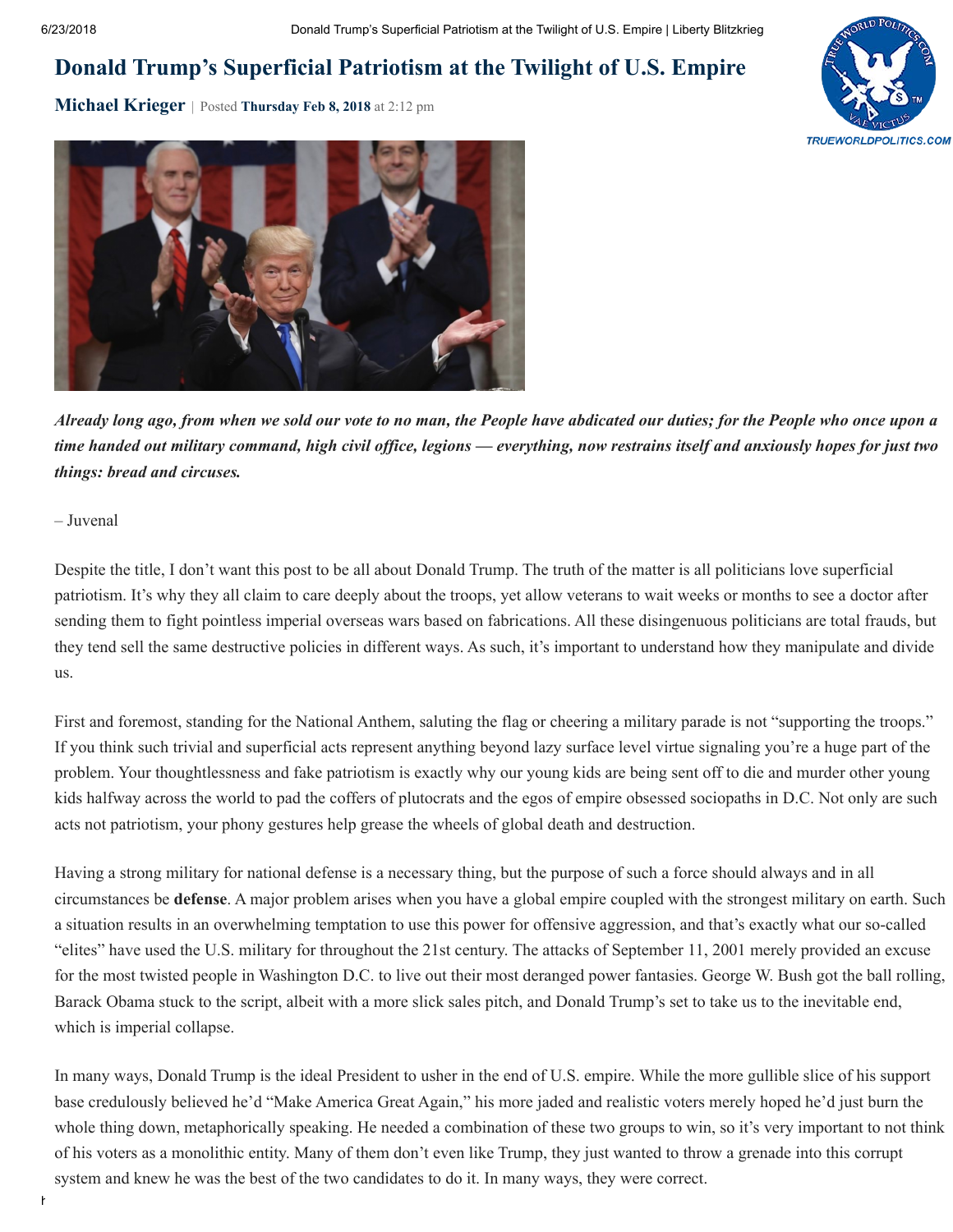# Donald Trump's Superficial Patriotism at the Twilight of U.S. Empire

**Michael Krieger** | Posted **Thursday Feb 8, 2018** at 2:12 pm

***Already long ago, from when we sold our vote to no man, the People have abdicated our duties; for the People who once upon a time handed out military command, high civil office, legions — everything, now restrains itself and anxiously hopes for just two things: bread and circuses.***

– Juvenal

Despite the title, I don't want this post to be all about Donald Trump. The truth of the matter is all politicians love superficial patriotism. It's why they all claim to care deeply about the troops, yet allow veterans to wait weeks or months to see a doctor after sending them to fight pointless imperial overseas wars based on fabrications. All these disingenuous politicians are total frauds, but they tend sell the same destructive policies in different ways. As such, it's important to understand how they manipulate and divide us.

First and foremost, standing for the National Anthem, saluting the flag or cheering a military parade is not "supporting the troops." If you think such trivial and superficial acts represent anything beyond lazy surface level virtue signaling you're a huge part of the problem. Your thoughtlessness and fake patriotism is exactly why our young kids are being sent off to die and murder other young kids halfway across the world to pad the coffers of plutocrats and the egos of empire obsessed sociopaths in D.C. Not only are such acts not patriotism, your phony gestures help grease the wheels of global death and destruction.

Having a strong military for national defense is a necessary thing, but the purpose of such a force should always and in all circumstances be **defense**. A major problem arises when you have a global empire coupled with the strongest military on earth. Such a situation results in an overwhelming temptation to use this power for offensive aggression, and that's exactly what our so-called "elites" have used the U.S. military for throughout the 21st century. The attacks of September 11, 2001 merely provided an excuse for the most twisted people in Washington D.C. to live out their most deranged power fantasies. George W. Bush got the ball rolling, Barack Obama stuck to the script, albeit with a more slick sales pitch, and Donald Trump's set to take us to the inevitable end, which is imperial collapse.

In many ways, Donald Trump is the ideal President to usher in the end of U.S. empire. While the more gullible slice of his support base credulously believed he'd "Make America Great Again," his more jaded and realistic voters merely hoped he'd just burn the whole thing down, metaphorically speaking. He needed a combination of these two groups to win, so it's very important to not think of his voters as a monolithic entity. Many of them don't even like Trump, they just wanted to throw a grenade into this corrupt system and knew he was the best of the two candidates to do it. In many ways, they were correct.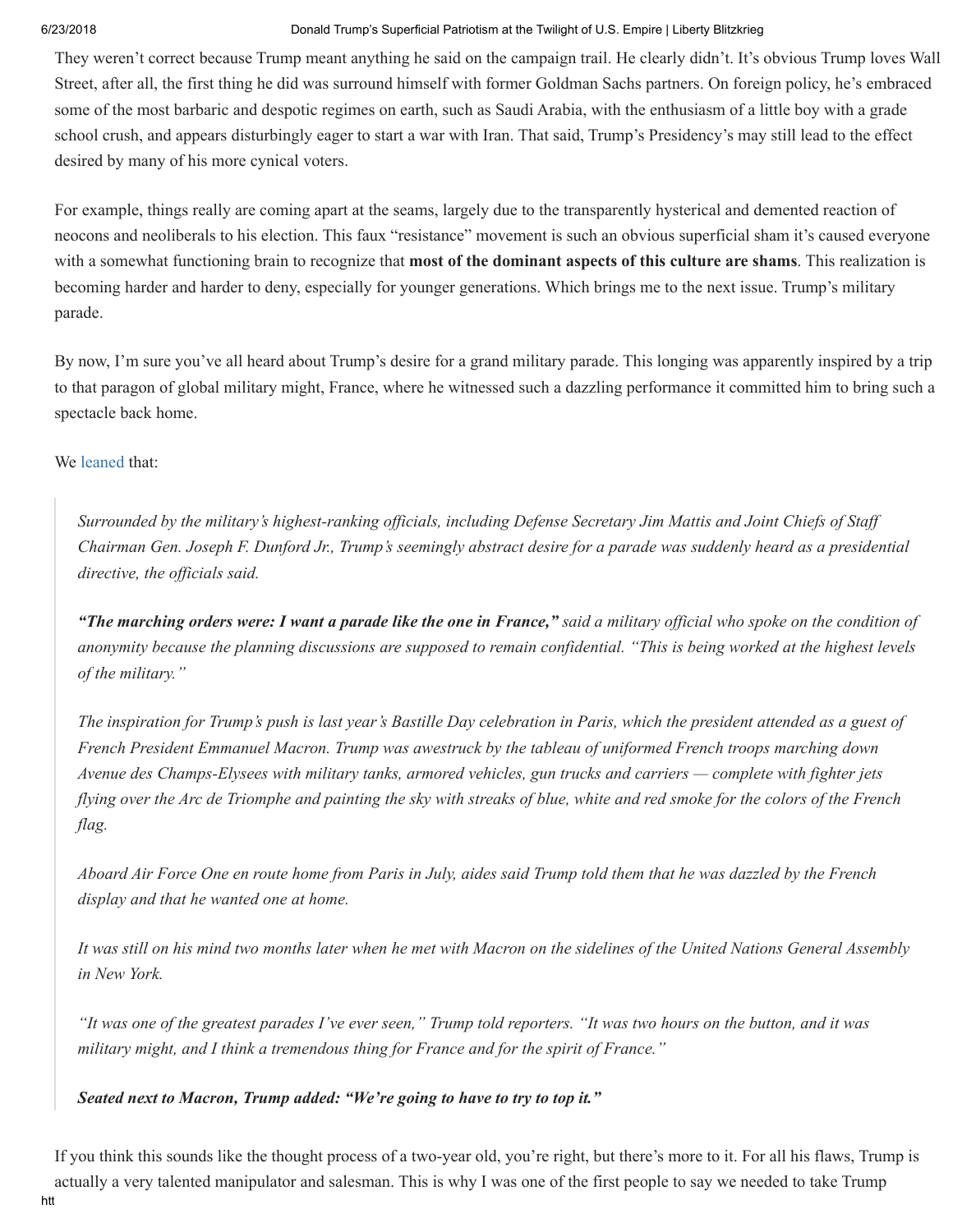They weren't correct because Trump meant anything he said on the campaign trail. He clearly didn't. It's obvious Trump loves Wall Street, after all, the first thing he did was surround himself with former Goldman Sachs partners. On foreign policy, he's embraced some of the most barbaric and despotic regimes on earth, such as Saudi Arabia, with the enthusiasm of a little boy with a grade school crush, and appears disturbingly eager to start a war with Iran. That said, Trump's Presidency's may still lead to the effect desired by many of his more cynical voters.

For example, things really are coming apart at the seams, largely due to the transparently hysterical and demented reaction of neocons and neoliberals to his election. This faux "resistance" movement is such an obvious superficial sham it's caused everyone with a somewhat functioning brain to recognize that **most of the dominant aspects of this culture are shams**. This realization is becoming harder and harder to deny, especially for younger generations. Which brings me to the next issue. Trump's military parade.

By now, I'm sure you've all heard about Trump's desire for a grand military parade. This longing was apparently inspired by a trip to that paragon of global military might, France, where he witnessed such a dazzling performance it committed him to bring such a spectacle back home.

We leaned that:

> *Surrounded by the military's highest-ranking officials, including Defense Secretary Jim Mattis and Joint Chiefs of Staff Chairman Gen. Joseph F. Dunford Jr., Trump's seemingly abstract desire for a parade was suddenly heard as a presidential directive, the officials said.*
>
> ***"The marching orders were: I want a parade like the one in France,"*** *said a military official who spoke on the condition of anonymity because the planning discussions are supposed to remain confidential. "This is being worked at the highest levels of the military."*
>
> *The inspiration for Trump's push is last year's Bastille Day celebration in Paris, which the president attended as a guest of French President Emmanuel Macron. Trump was awestruck by the tableau of uniformed French troops marching down Avenue des Champs-Elysees with military tanks, armored vehicles, gun trucks and carriers — complete with fighter jets flying over the Arc de Triomphe and painting the sky with streaks of blue, white and red smoke for the colors of the French flag.*
>
> *Aboard Air Force One en route home from Paris in July, aides said Trump told them that he was dazzled by the French display and that he wanted one at home.*
>
> *It was still on his mind two months later when he met with Macron on the sidelines of the United Nations General Assembly in New York.*
>
> *"It was one of the greatest parades I've ever seen," Trump told reporters. "It was two hours on the button, and it was military might, and I think a tremendous thing for France and for the spirit of France."*
>
> ***Seated next to Macron, Trump added: "We're going to have to try to top it."***

If you think this sounds like the thought process of a two-year old, you're right, but there's more to it. For all his flaws, Trump is actually a very talented manipulator and salesman. This is why I was one of the first people to say we needed to take Trump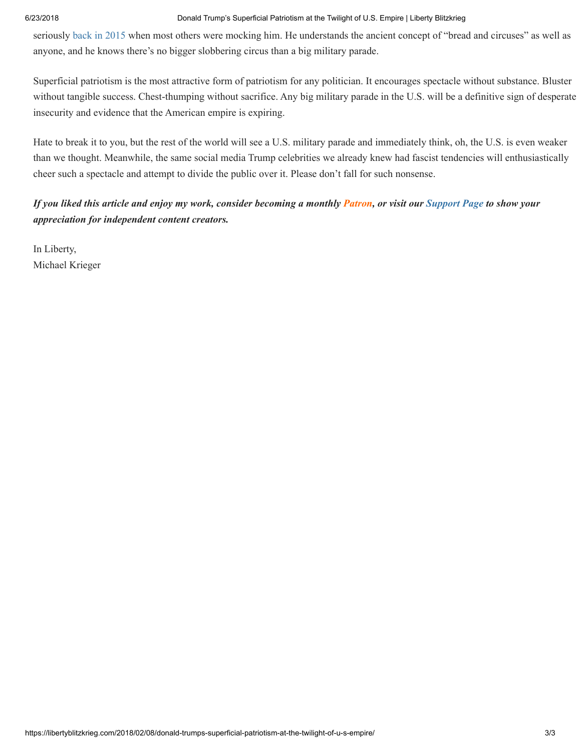seriously back in 2015 when most others were mocking him. He understands the ancient concept of "bread and circuses" as well as anyone, and he knows there's no bigger slobbering circus than a big military parade.

Superficial patriotism is the most attractive form of patriotism for any politician. It encourages spectacle without substance. Bluster without tangible success. Chest-thumping without sacrifice. Any big military parade in the U.S. will be a definitive sign of desperate insecurity and evidence that the American empire is expiring.

Hate to break it to you, but the rest of the world will see a U.S. military parade and immediately think, oh, the U.S. is even weaker than we thought. Meanwhile, the same social media Trump celebrities we already knew had fascist tendencies will enthusiastically cheer such a spectacle and attempt to divide the public over it. Please don't fall for such nonsense.

***If you liked this article and enjoy my work, consider becoming a monthly Patron, or visit our Support Page to show your appreciation for independent content creators.***

In Liberty,
Michael Krieger